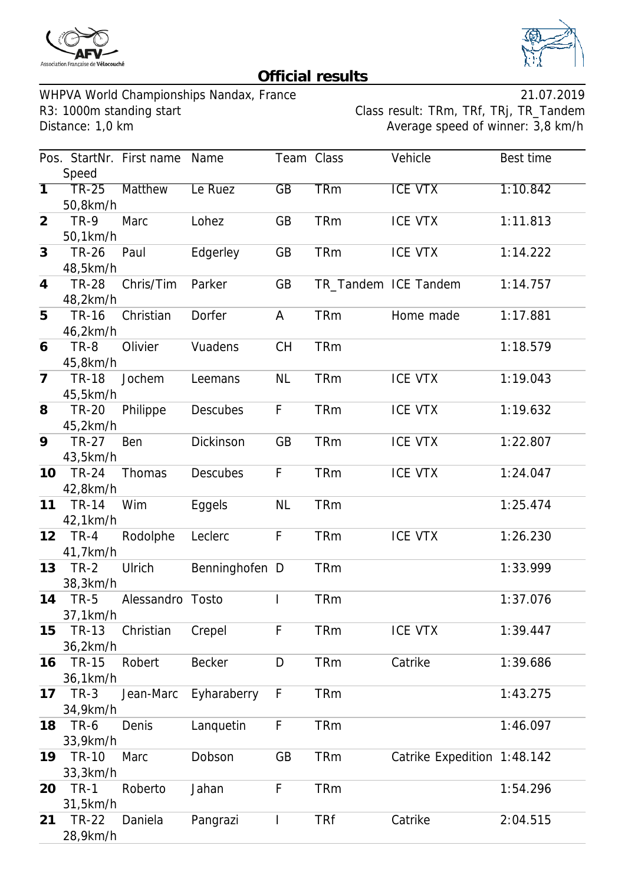## Official results

WHPVA World Championships Nandax, France
R3: 1000m standing start
Distance: 1,0 km

21.07.2019
Class result: TRm, TRf, TRj, TR_Tandem
Average speed of winner: 3,8 km/h

| Pos. | StartNr. Speed | First name | Name | Team | Class | Vehicle | Best time |
|---|---|---|---|---|---|---|---|
| **1** | TR-25 50,8km/h | Matthew | Le Ruez | GB | TRm | ICE VTX | 1:10.842 |
| **2** | TR-9 50,1km/h | Marc | Lohez | GB | TRm | ICE VTX | 1:11.813 |
| **3** | TR-26 48,5km/h | Paul | Edgerley | GB | TRm | ICE VTX | 1:14.222 |
| **4** | TR-28 48,2km/h | Chris/Tim | Parker | GB | TR_Tandem | ICE Tandem | 1:14.757 |
| **5** | TR-16 46,2km/h | Christian | Dorfer | A | TRm | Home made | 1:17.881 |
| **6** | TR-8 45,8km/h | Olivier | Vuadens | CH | TRm | | 1:18.579 |
| **7** | TR-18 45,5km/h | Jochem | Leemans | NL | TRm | ICE VTX | 1:19.043 |
| **8** | TR-20 45,2km/h | Philippe | Descubes | F | TRm | ICE VTX | 1:19.632 |
| **9** | TR-27 43,5km/h | Ben | Dickinson | GB | TRm | ICE VTX | 1:22.807 |
| **10** | TR-24 42,8km/h | Thomas | Descubes | F | TRm | ICE VTX | 1:24.047 |
| **11** | TR-14 42,1km/h | Wim | Eggels | NL | TRm | | 1:25.474 |
| **12** | TR-4 41,7km/h | Rodolphe | Leclerc | F | TRm | ICE VTX | 1:26.230 |
| **13** | TR-2 38,3km/h | Ulrich | Benninghofen | D | TRm | | 1:33.999 |
| **14** | TR-5 37,1km/h | Alessandro | Tosto | I | TRm | | 1:37.076 |
| **15** | TR-13 36,2km/h | Christian | Crepel | F | TRm | ICE VTX | 1:39.447 |
| **16** | TR-15 36,1km/h | Robert | Becker | D | TRm | Catrike | 1:39.686 |
| **17** | TR-3 34,9km/h | Jean-Marc | Eyharaberry | F | TRm | | 1:43.275 |
| **18** | TR-6 33,9km/h | Denis | Lanquetin | F | TRm | | 1:46.097 |
| **19** | TR-10 33,3km/h | Marc | Dobson | GB | TRm | Catrike Expedition | 1:48.142 |
| **20** | TR-1 31,5km/h | Roberto | Jahan | F | TRm | | 1:54.296 |
| **21** | TR-22 28,9km/h | Daniela | Pangrazi | I | TRf | Catrike | 2:04.515 |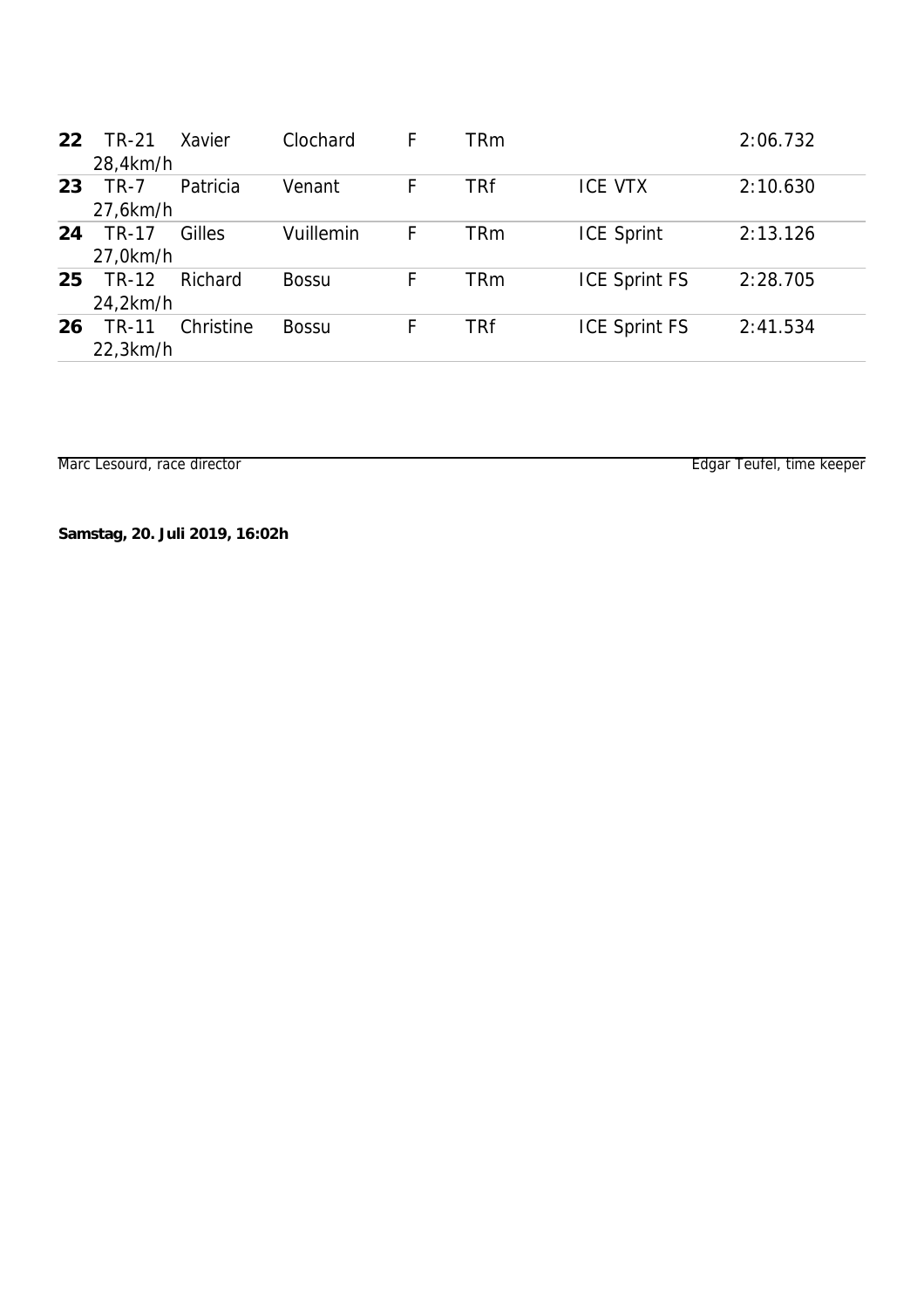| | | | | | | | |
|---|---|---|---|---|---|---|---|
| **22** | TR-21 28,4km/h | Xavier | Clochard | F | TRm | | 2:06.732 |
| **23** | TR-7 27,6km/h | Patricia | Venant | F | TRf | ICE VTX | 2:10.630 |
| **24** | TR-17 27,0km/h | Gilles | Vuillemin | F | TRm | ICE Sprint | 2:13.126 |
| **25** | TR-12 24,2km/h | Richard | Bossu | F | TRm | ICE Sprint FS | 2:28.705 |
| **26** | TR-11 22,3km/h | Christine | Bossu | F | TRf | ICE Sprint FS | 2:41.534 |

Marc Lesourd, race director

Edgar Teufel, time keeper

**Samstag, 20. Juli 2019, 16:02h**